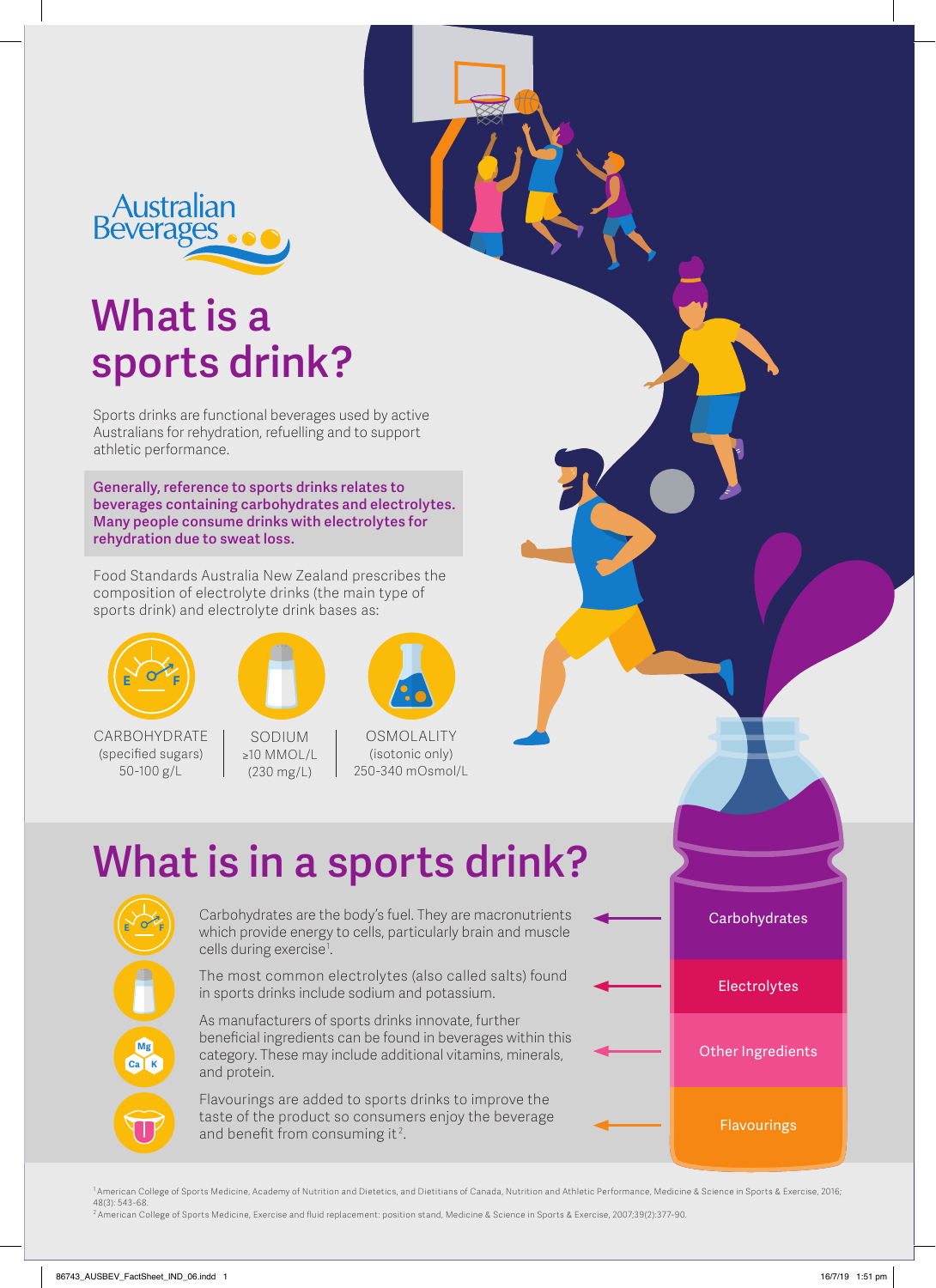Australian Beverages

# What is a sports drink?

Sports drinks are functional beverages used by active Australians for rehydration, refuelling and to support athletic performance.

**Generally, reference to sports drinks relates to beverages containing carbohydrates and electrolytes. Many people consume drinks with electrolytes for rehydration due to sweat loss.**

Food Standards Australia New Zealand prescribes the composition of electrolyte drinks (the main type of sports drink) and electrolyte drink bases as:

| CARBOHYDRATE | SODIUM | OSMOLALITY |
|---|---|---|
| (specified sugars) 50-100 g/L | ≥10 MMOL/L (230 mg/L) | (isotonic only) 250-340 mOsmol/L |

# What is in a sports drink?

**Carbohydrates:** Carbohydrates are the body's fuel. They are macronutrients which provide energy to cells, particularly brain and muscle cells during exercise[1].

**Electrolytes:** The most common electrolytes (also called salts) found in sports drinks include sodium and potassium.

**Other Ingredients:** As manufacturers of sports drinks innovate, further beneficial ingredients can be found in beverages within this category. These may include additional vitamins, minerals, and protein.

**Flavourings:** Flavourings are added to sports drinks to improve the taste of the product so consumers enjoy the beverage and benefit from consuming it[2].

[1] American College of Sports Medicine, Academy of Nutrition and Dietetics, and Dietitians of Canada, Nutrition and Athletic Performance, Medicine & Science in Sports & Exercise, 2016; 48(3): 543-68.

[2] American College of Sports Medicine, Exercise and fluid replacement: position stand, Medicine & Science in Sports & Exercise, 2007;39(2):377-90.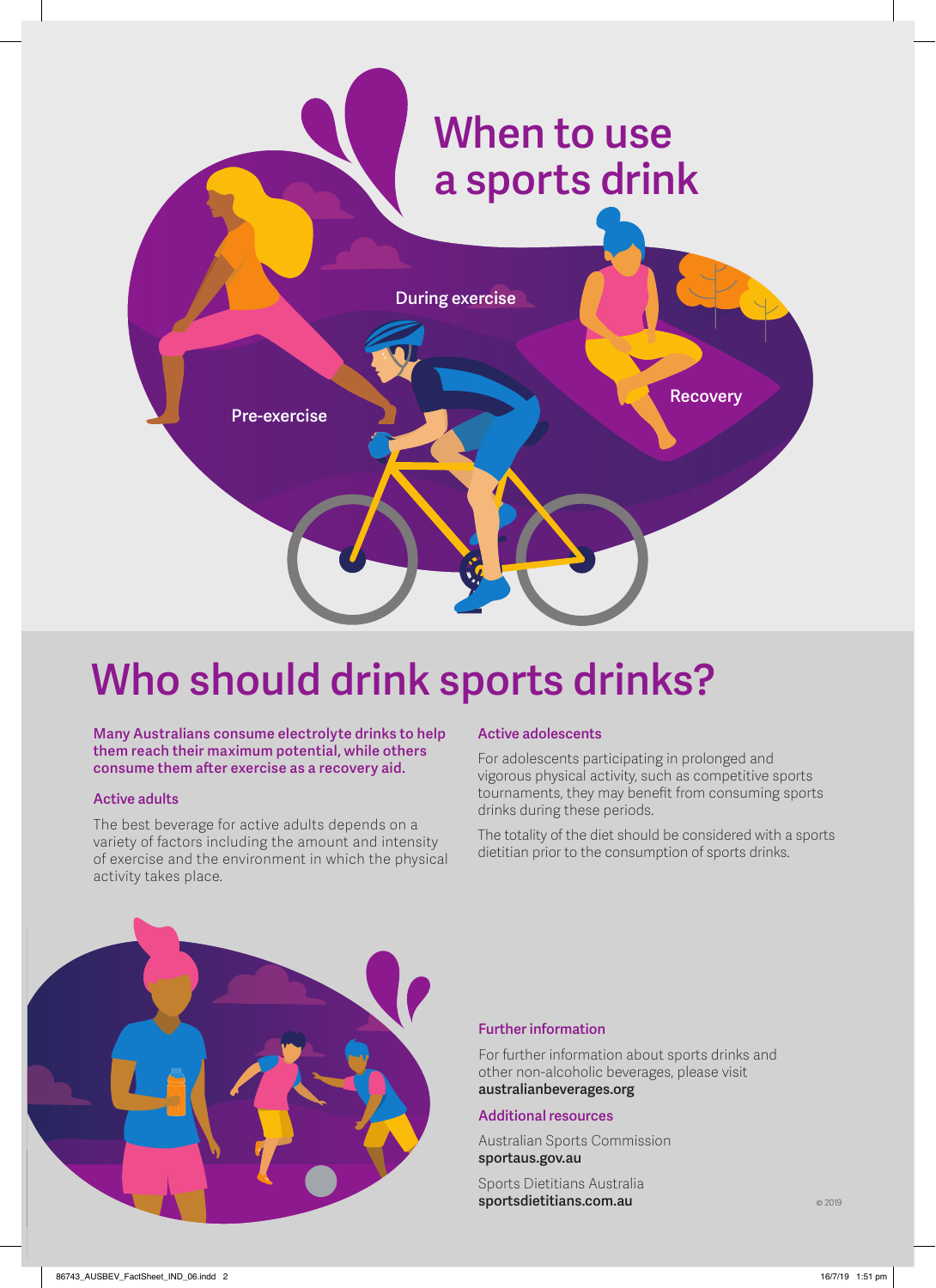# When to use a sports drink

Pre-exercise

During exercise

Recovery

# Who should drink sports drinks?

**Many Australians consume electrolyte drinks to help them reach their maximum potential, while others consume them after exercise as a recovery aid.**

### Active adults

The best beverage for active adults depends on a variety of factors including the amount and intensity of exercise and the environment in which the physical activity takes place.

### Active adolescents

For adolescents participating in prolonged and vigorous physical activity, such as competitive sports tournaments, they may benefit from consuming sports drinks during these periods.

The totality of the diet should be considered with a sports dietitian prior to the consumption of sports drinks.

### Further information

For further information about sports drinks and other non-alcoholic beverages, please visit **australianbeverages.org**

### Additional resources

Australian Sports Commission
**sportaus.gov.au**

Sports Dietitians Australia
**sportsdietitians.com.au**

© 2019